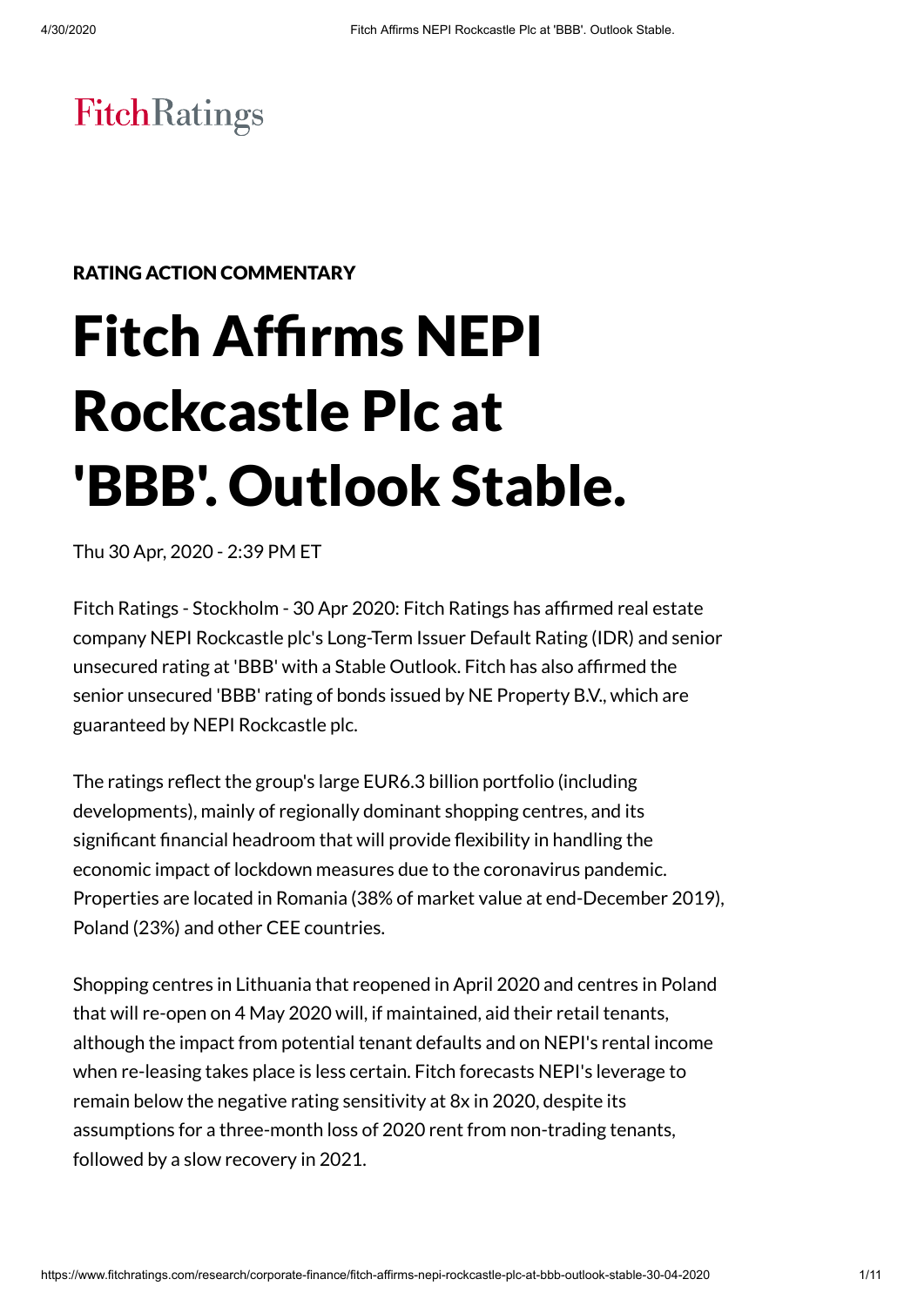FitchRatings

RATING ACTION COMMENTARY

# Fitch Affirms NEPI Rockcastle Plc at 'BBB'. Outlook Stable.

Thu 30 Apr, 2020 - 2:39 PM ET

Fitch Ratings - Stockholm - 30 Apr 2020: Fitch Ratings has affirmed real estate company NEPI Rockcastle plc's Long-Term Issuer Default Rating (IDR) and senior unsecured rating at 'BBB' with a Stable Outlook. Fitch has also affirmed the senior unsecured 'BBB' rating of bonds issued by NE Property B.V., which are guaranteed by NEPI Rockcastle plc.

The ratings reflect the group's large EUR6.3 billion portfolio (including developments), mainly of regionally dominant shopping centres, and its significant financial headroom that will provide flexibility in handling the economic impact of lockdown measures due to the coronavirus pandemic. Properties are located in Romania (38% of market value at end-December 2019), Poland (23%) and other CEE countries.

Shopping centres in Lithuania that reopened in April 2020 and centres in Poland that will re-open on 4 May 2020 will, if maintained, aid their retail tenants, although the impact from potential tenant defaults and on NEPI's rental income when re-leasing takes place is less certain. Fitch forecasts NEPI's leverage to remain below the negative rating sensitivity at 8x in 2020, despite its assumptions for a three-month loss of 2020 rent from non-trading tenants, followed by a slow recovery in 2021.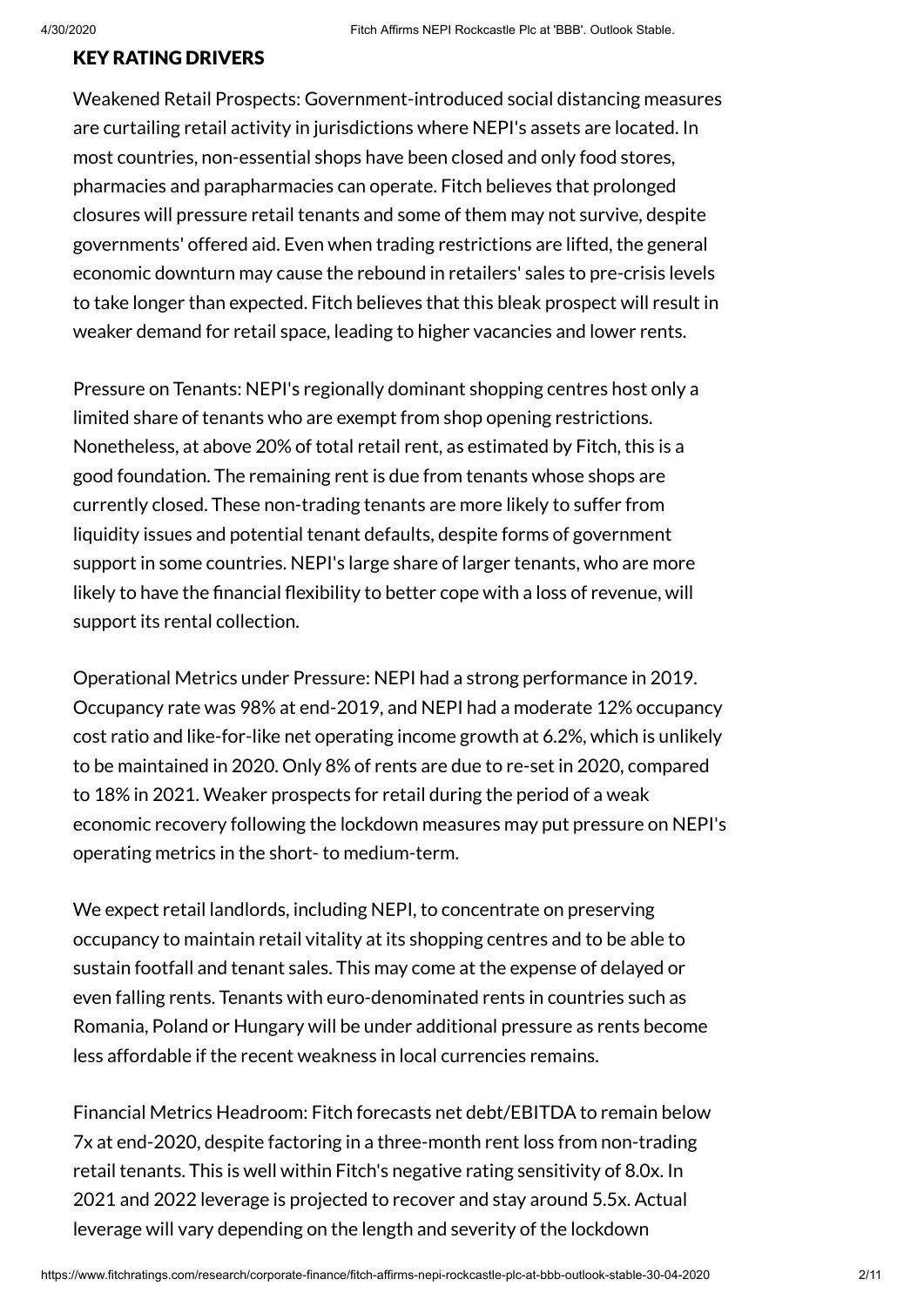## KEY RATING DRIVERS

Weakened Retail Prospects: Government-introduced social distancing measures are curtailing retail activity in jurisdictions where NEPI's assets are located. In most countries, non-essential shops have been closed and only food stores, pharmacies and parapharmacies can operate. Fitch believes that prolonged closures will pressure retail tenants and some of them may not survive, despite governments' offered aid. Even when trading restrictions are lifted, the general economic downturn may cause the rebound in retailers' sales to pre-crisis levels to take longer than expected. Fitch believes that this bleak prospect will result in weaker demand for retail space, leading to higher vacancies and lower rents.

Pressure on Tenants: NEPI's regionally dominant shopping centres host only a limited share of tenants who are exempt from shop opening restrictions. Nonetheless, at above 20% of total retail rent, as estimated by Fitch, this is a good foundation. The remaining rent is due from tenants whose shops are currently closed. These non-trading tenants are more likely to suffer from liquidity issues and potential tenant defaults, despite forms of government support in some countries. NEPI's large share of larger tenants, who are more likely to have the financial flexibility to better cope with a loss of revenue, will support its rental collection.

Operational Metrics under Pressure: NEPI had a strong performance in 2019. Occupancy rate was 98% at end-2019, and NEPI had a moderate 12% occupancy cost ratio and like-for-like net operating income growth at 6.2%, which is unlikely to be maintained in 2020. Only 8% of rents are due to re-set in 2020, compared to 18% in 2021. Weaker prospects for retail during the period of a weak economic recovery following the lockdown measures may put pressure on NEPI's operating metrics in the short- to medium-term.

We expect retail landlords, including NEPI, to concentrate on preserving occupancy to maintain retail vitality at its shopping centres and to be able to sustain footfall and tenant sales. This may come at the expense of delayed or even falling rents. Tenants with euro-denominated rents in countries such as Romania, Poland or Hungary will be under additional pressure as rents become less affordable if the recent weakness in local currencies remains.

Financial Metrics Headroom: Fitch forecasts net debt/EBITDA to remain below 7x at end-2020, despite factoring in a three-month rent loss from non-trading retail tenants. This is well within Fitch's negative rating sensitivity of 8.0x. In 2021 and 2022 leverage is projected to recover and stay around 5.5x. Actual leverage will vary depending on the length and severity of the lockdown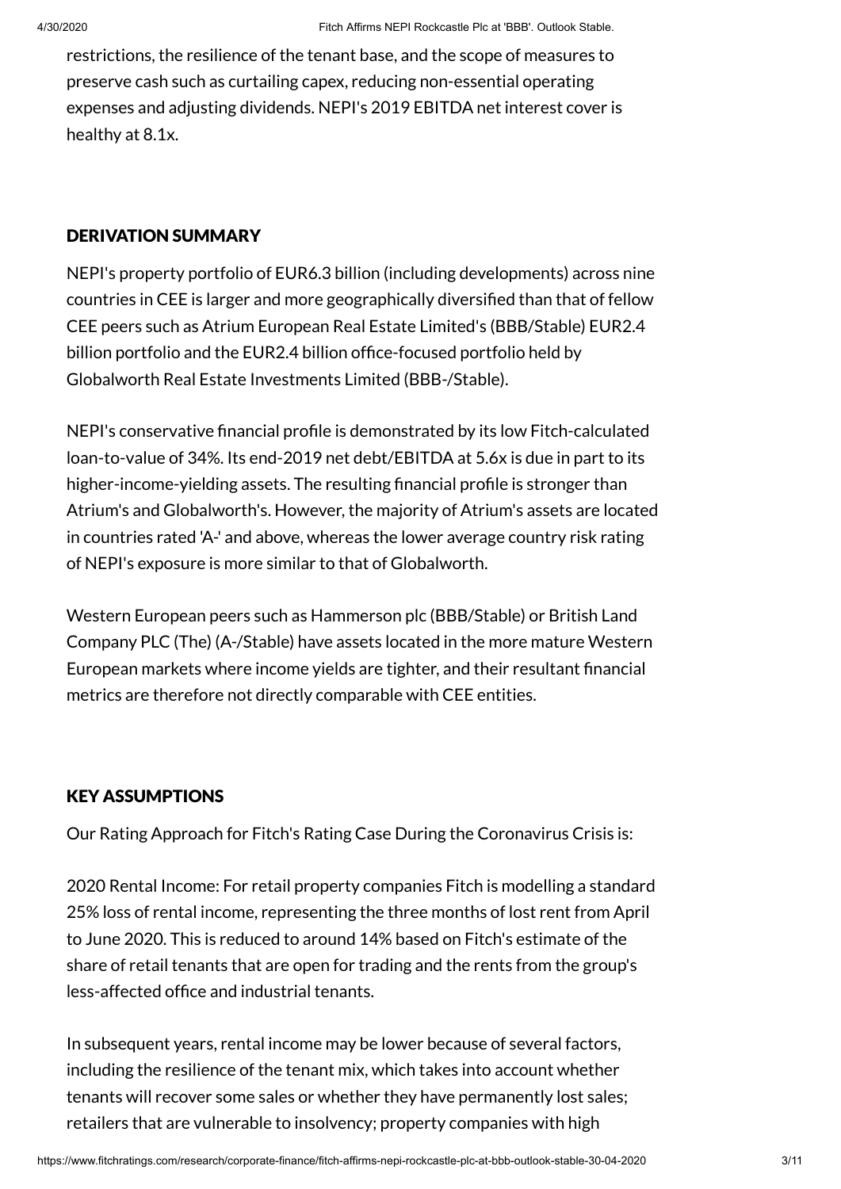restrictions, the resilience of the tenant base, and the scope of measures to preserve cash such as curtailing capex, reducing non-essential operating expenses and adjusting dividends. NEPI's 2019 EBITDA net interest cover is healthy at 8.1x.

## DERIVATION SUMMARY

NEPI's property portfolio of EUR6.3 billion (including developments) across nine countries in CEE is larger and more geographically diversified than that of fellow CEE peers such as Atrium European Real Estate Limited's (BBB/Stable) EUR2.4 billion portfolio and the EUR2.4 billion office-focused portfolio held by Globalworth Real Estate Investments Limited (BBB-/Stable).

NEPI's conservative financial profile is demonstrated by its low Fitch-calculated loan-to-value of 34%. Its end-2019 net debt/EBITDA at 5.6x is due in part to its higher-income-yielding assets. The resulting financial profile is stronger than Atrium's and Globalworth's. However, the majority of Atrium's assets are located in countries rated 'A-' and above, whereas the lower average country risk rating of NEPI's exposure is more similar to that of Globalworth.

Western European peers such as Hammerson plc (BBB/Stable) or British Land Company PLC (The) (A-/Stable) have assets located in the more mature Western European markets where income yields are tighter, and their resultant financial metrics are therefore not directly comparable with CEE entities.

## KEY ASSUMPTIONS

Our Rating Approach for Fitch's Rating Case During the Coronavirus Crisis is:

2020 Rental Income: For retail property companies Fitch is modelling a standard 25% loss of rental income, representing the three months of lost rent from April to June 2020. This is reduced to around 14% based on Fitch's estimate of the share of retail tenants that are open for trading and the rents from the group's less-affected office and industrial tenants.

In subsequent years, rental income may be lower because of several factors, including the resilience of the tenant mix, which takes into account whether tenants will recover some sales or whether they have permanently lost sales; retailers that are vulnerable to insolvency; property companies with high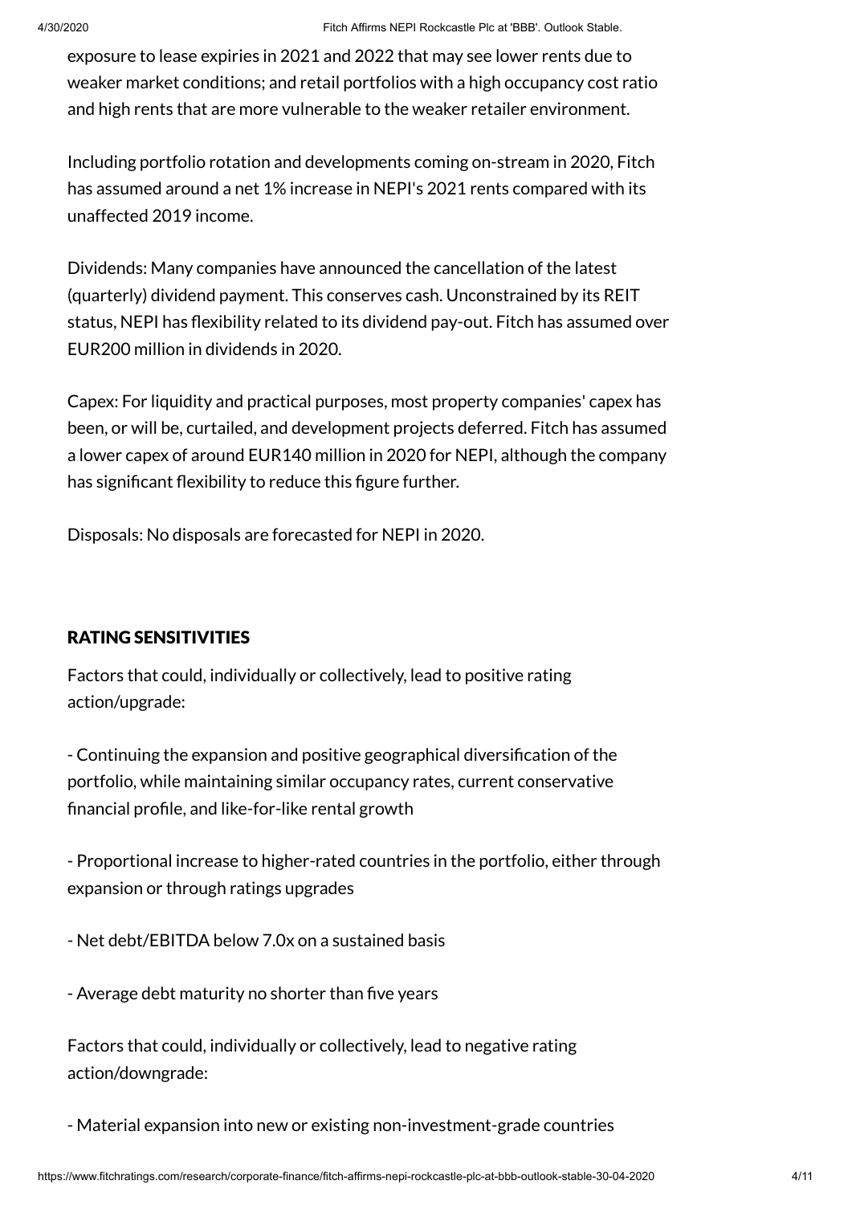exposure to lease expiries in 2021 and 2022 that may see lower rents due to weaker market conditions; and retail portfolios with a high occupancy cost ratio and high rents that are more vulnerable to the weaker retailer environment.

Including portfolio rotation and developments coming on-stream in 2020, Fitch has assumed around a net 1% increase in NEPI's 2021 rents compared with its unaffected 2019 income.

Dividends: Many companies have announced the cancellation of the latest (quarterly) dividend payment. This conserves cash. Unconstrained by its REIT status, NEPI has flexibility related to its dividend pay-out. Fitch has assumed over EUR200 million in dividends in 2020.

Capex: For liquidity and practical purposes, most property companies' capex has been, or will be, curtailed, and development projects deferred. Fitch has assumed a lower capex of around EUR140 million in 2020 for NEPI, although the company has significant flexibility to reduce this figure further.

Disposals: No disposals are forecasted for NEPI in 2020.

## RATING SENSITIVITIES

Factors that could, individually or collectively, lead to positive rating action/upgrade:

- Continuing the expansion and positive geographical diversification of the portfolio, while maintaining similar occupancy rates, current conservative financial profile, and like-for-like rental growth

- Proportional increase to higher-rated countries in the portfolio, either through expansion or through ratings upgrades

- Net debt/EBITDA below 7.0x on a sustained basis

- Average debt maturity no shorter than five years

Factors that could, individually or collectively, lead to negative rating action/downgrade:

- Material expansion into new or existing non-investment-grade countries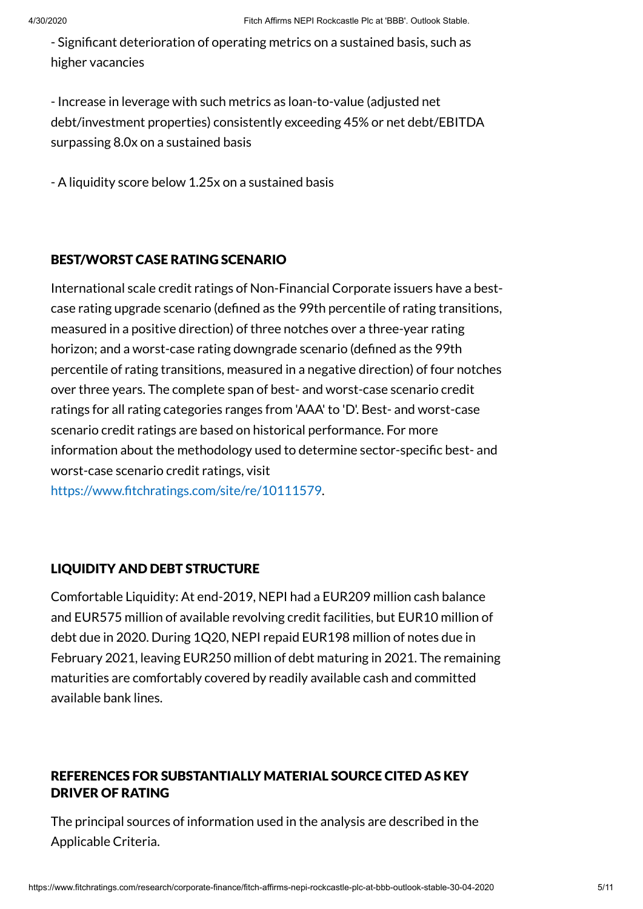- Significant deterioration of operating metrics on a sustained basis, such as higher vacancies

- Increase in leverage with such metrics as loan-to-value (adjusted net debt/investment properties) consistently exceeding 45% or net debt/EBITDA surpassing 8.0x on a sustained basis

- A liquidity score below 1.25x on a sustained basis

## BEST/WORST CASE RATING SCENARIO

International scale credit ratings of Non-Financial Corporate issuers have a best-case rating upgrade scenario (defined as the 99th percentile of rating transitions, measured in a positive direction) of three notches over a three-year rating horizon; and a worst-case rating downgrade scenario (defined as the 99th percentile of rating transitions, measured in a negative direction) of four notches over three years. The complete span of best- and worst-case scenario credit ratings for all rating categories ranges from 'AAA' to 'D'. Best- and worst-case scenario credit ratings are based on historical performance. For more information about the methodology used to determine sector-specific best- and worst-case scenario credit ratings, visit https://www.fitchratings.com/site/re/10111579.

## LIQUIDITY AND DEBT STRUCTURE

Comfortable Liquidity: At end-2019, NEPI had a EUR209 million cash balance and EUR575 million of available revolving credit facilities, but EUR10 million of debt due in 2020. During 1Q20, NEPI repaid EUR198 million of notes due in February 2021, leaving EUR250 million of debt maturing in 2021. The remaining maturities are comfortably covered by readily available cash and committed available bank lines.

## REFERENCES FOR SUBSTANTIALLY MATERIAL SOURCE CITED AS KEY DRIVER OF RATING

The principal sources of information used in the analysis are described in the Applicable Criteria.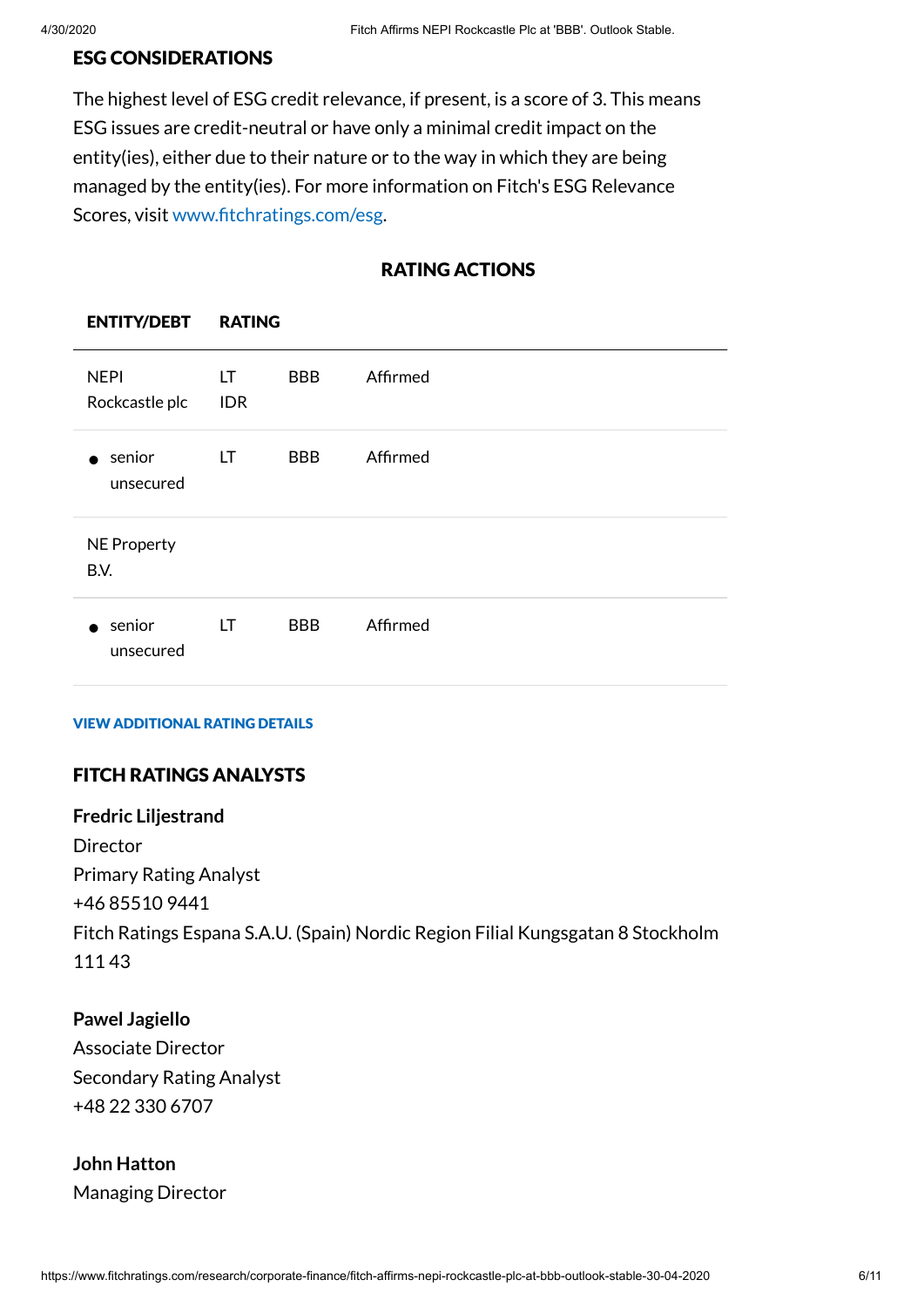## ESG CONSIDERATIONS

The highest level of ESG credit relevance, if present, is a score of 3. This means ESG issues are credit-neutral or have only a minimal credit impact on the entity(ies), either due to their nature or to the way in which they are being managed by the entity(ies). For more information on Fitch's ESG Relevance Scores, visit www.fitchratings.com/esg.

## RATING ACTIONS

| ENTITY/DEBT | RATING | | |
|---|---|---|---|
| NEPI Rockcastle plc | LT IDR | BBB | Affirmed |
| • senior unsecured | LT | BBB | Affirmed |
| NE Property B.V. | | | |
| • senior unsecured | LT | BBB | Affirmed |

**VIEW ADDITIONAL RATING DETAILS**

## FITCH RATINGS ANALYSTS

**Fredric Liljestrand**
Director
Primary Rating Analyst
+46 85510 9441
Fitch Ratings Espana S.A.U. (Spain) Nordic Region Filial Kungsgatan 8 Stockholm 111 43

**Pawel Jagiello**
Associate Director
Secondary Rating Analyst
+48 22 330 6707

**John Hatton**
Managing Director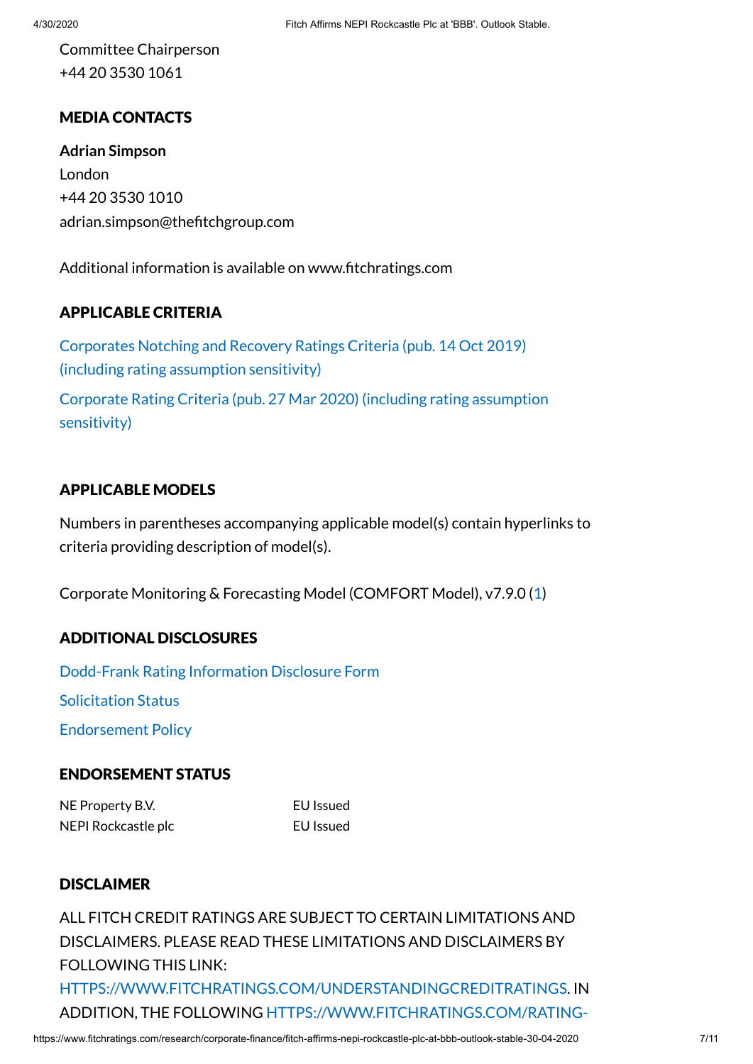Committee Chairperson
+44 20 3530 1061

## MEDIA CONTACTS

**Adrian Simpson**
London
+44 20 3530 1010
adrian.simpson@thefitchgroup.com

Additional information is available on www.fitchratings.com

## APPLICABLE CRITERIA

Corporates Notching and Recovery Ratings Criteria (pub. 14 Oct 2019) (including rating assumption sensitivity)

Corporate Rating Criteria (pub. 27 Mar 2020) (including rating assumption sensitivity)

## APPLICABLE MODELS

Numbers in parentheses accompanying applicable model(s) contain hyperlinks to criteria providing description of model(s).

Corporate Monitoring & Forecasting Model (COMFORT Model), v7.9.0 (1)

## ADDITIONAL DISCLOSURES

Dodd-Frank Rating Information Disclosure Form

Solicitation Status

Endorsement Policy

## ENDORSEMENT STATUS

| | |
|---|---|
| NE Property B.V. | EU Issued |
| NEPI Rockcastle plc | EU Issued |

## DISCLAIMER

ALL FITCH CREDIT RATINGS ARE SUBJECT TO CERTAIN LIMITATIONS AND DISCLAIMERS. PLEASE READ THESE LIMITATIONS AND DISCLAIMERS BY FOLLOWING THIS LINK: HTTPS://WWW.FITCHRATINGS.COM/UNDERSTANDINGCREDITRATINGS. IN ADDITION, THE FOLLOWING HTTPS://WWW.FITCHRATINGS.COM/RATING-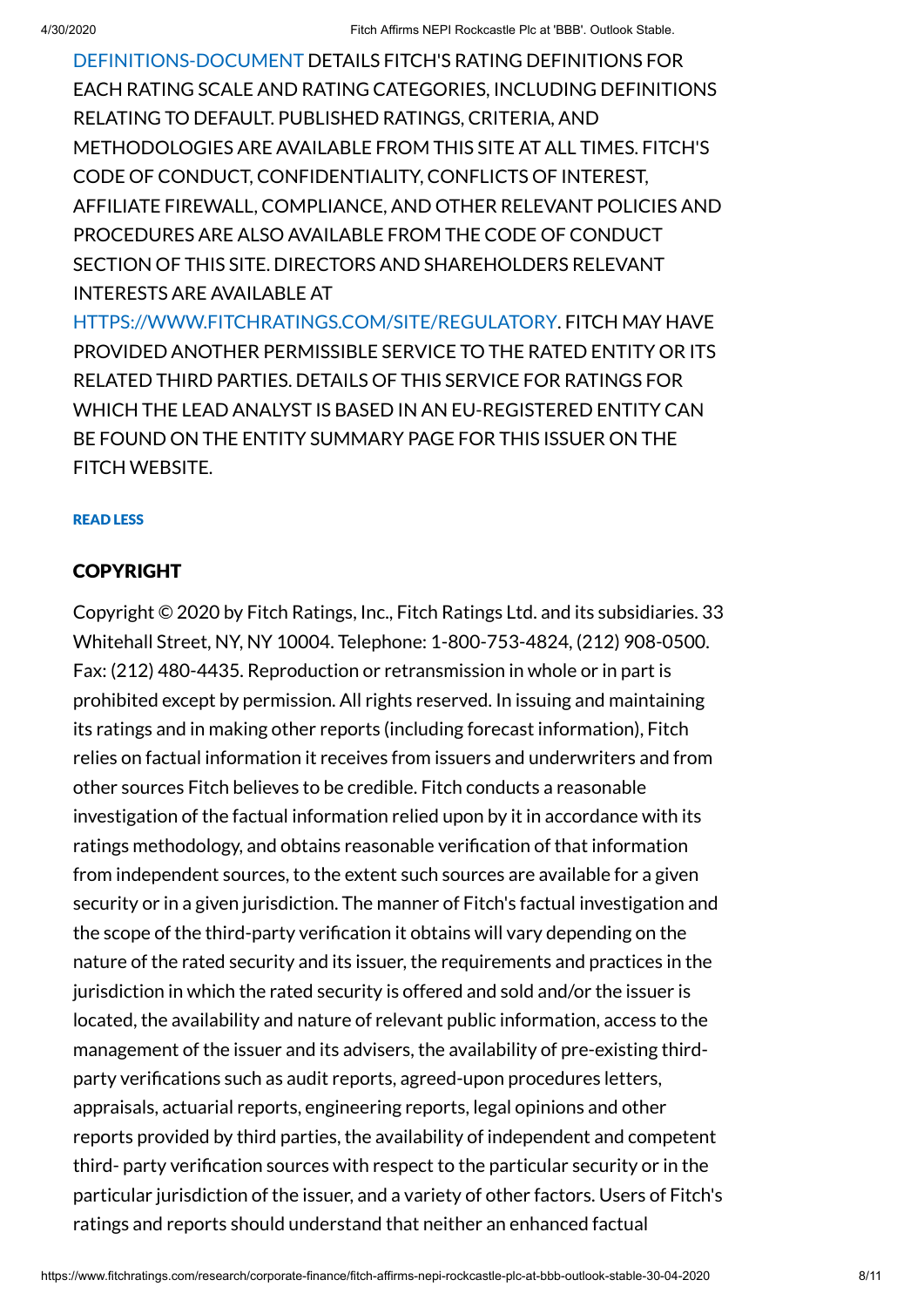DEFINITIONS-DOCUMENT DETAILS FITCH'S RATING DEFINITIONS FOR EACH RATING SCALE AND RATING CATEGORIES, INCLUDING DEFINITIONS RELATING TO DEFAULT. PUBLISHED RATINGS, CRITERIA, AND METHODOLOGIES ARE AVAILABLE FROM THIS SITE AT ALL TIMES. FITCH'S CODE OF CONDUCT, CONFIDENTIALITY, CONFLICTS OF INTEREST, AFFILIATE FIREWALL, COMPLIANCE, AND OTHER RELEVANT POLICIES AND PROCEDURES ARE ALSO AVAILABLE FROM THE CODE OF CONDUCT SECTION OF THIS SITE. DIRECTORS AND SHAREHOLDERS RELEVANT INTERESTS ARE AVAILABLE AT HTTPS://WWW.FITCHRATINGS.COM/SITE/REGULATORY. FITCH MAY HAVE PROVIDED ANOTHER PERMISSIBLE SERVICE TO THE RATED ENTITY OR ITS RELATED THIRD PARTIES. DETAILS OF THIS SERVICE FOR RATINGS FOR WHICH THE LEAD ANALYST IS BASED IN AN EU-REGISTERED ENTITY CAN BE FOUND ON THE ENTITY SUMMARY PAGE FOR THIS ISSUER ON THE FITCH WEBSITE.

**READ LESS**

## COPYRIGHT

Copyright © 2020 by Fitch Ratings, Inc., Fitch Ratings Ltd. and its subsidiaries. 33 Whitehall Street, NY, NY 10004. Telephone: 1-800-753-4824, (212) 908-0500. Fax: (212) 480-4435. Reproduction or retransmission in whole or in part is prohibited except by permission. All rights reserved. In issuing and maintaining its ratings and in making other reports (including forecast information), Fitch relies on factual information it receives from issuers and underwriters and from other sources Fitch believes to be credible. Fitch conducts a reasonable investigation of the factual information relied upon by it in accordance with its ratings methodology, and obtains reasonable verification of that information from independent sources, to the extent such sources are available for a given security or in a given jurisdiction. The manner of Fitch's factual investigation and the scope of the third-party verification it obtains will vary depending on the nature of the rated security and its issuer, the requirements and practices in the jurisdiction in which the rated security is offered and sold and/or the issuer is located, the availability and nature of relevant public information, access to the management of the issuer and its advisers, the availability of pre-existing third-party verifications such as audit reports, agreed-upon procedures letters, appraisals, actuarial reports, engineering reports, legal opinions and other reports provided by third parties, the availability of independent and competent third- party verification sources with respect to the particular security or in the particular jurisdiction of the issuer, and a variety of other factors. Users of Fitch's ratings and reports should understand that neither an enhanced factual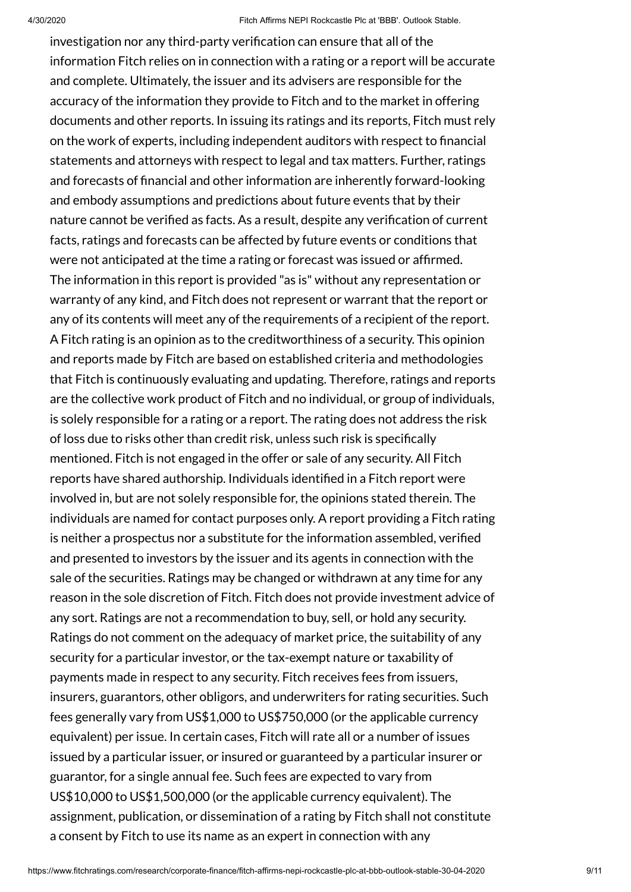investigation nor any third-party verification can ensure that all of the information Fitch relies on in connection with a rating or a report will be accurate and complete. Ultimately, the issuer and its advisers are responsible for the accuracy of the information they provide to Fitch and to the market in offering documents and other reports. In issuing its ratings and its reports, Fitch must rely on the work of experts, including independent auditors with respect to financial statements and attorneys with respect to legal and tax matters. Further, ratings and forecasts of financial and other information are inherently forward-looking and embody assumptions and predictions about future events that by their nature cannot be verified as facts. As a result, despite any verification of current facts, ratings and forecasts can be affected by future events or conditions that were not anticipated at the time a rating or forecast was issued or affirmed. The information in this report is provided "as is" without any representation or warranty of any kind, and Fitch does not represent or warrant that the report or any of its contents will meet any of the requirements of a recipient of the report. A Fitch rating is an opinion as to the creditworthiness of a security. This opinion and reports made by Fitch are based on established criteria and methodologies that Fitch is continuously evaluating and updating. Therefore, ratings and reports are the collective work product of Fitch and no individual, or group of individuals, is solely responsible for a rating or a report. The rating does not address the risk of loss due to risks other than credit risk, unless such risk is specifically mentioned. Fitch is not engaged in the offer or sale of any security. All Fitch reports have shared authorship. Individuals identified in a Fitch report were involved in, but are not solely responsible for, the opinions stated therein. The individuals are named for contact purposes only. A report providing a Fitch rating is neither a prospectus nor a substitute for the information assembled, verified and presented to investors by the issuer and its agents in connection with the sale of the securities. Ratings may be changed or withdrawn at any time for any reason in the sole discretion of Fitch. Fitch does not provide investment advice of any sort. Ratings are not a recommendation to buy, sell, or hold any security. Ratings do not comment on the adequacy of market price, the suitability of any security for a particular investor, or the tax-exempt nature or taxability of payments made in respect to any security. Fitch receives fees from issuers, insurers, guarantors, other obligors, and underwriters for rating securities. Such fees generally vary from US$1,000 to US$750,000 (or the applicable currency equivalent) per issue. In certain cases, Fitch will rate all or a number of issues issued by a particular issuer, or insured or guaranteed by a particular insurer or guarantor, for a single annual fee. Such fees are expected to vary from US$10,000 to US$1,500,000 (or the applicable currency equivalent). The assignment, publication, or dissemination of a rating by Fitch shall not constitute a consent by Fitch to use its name as an expert in connection with any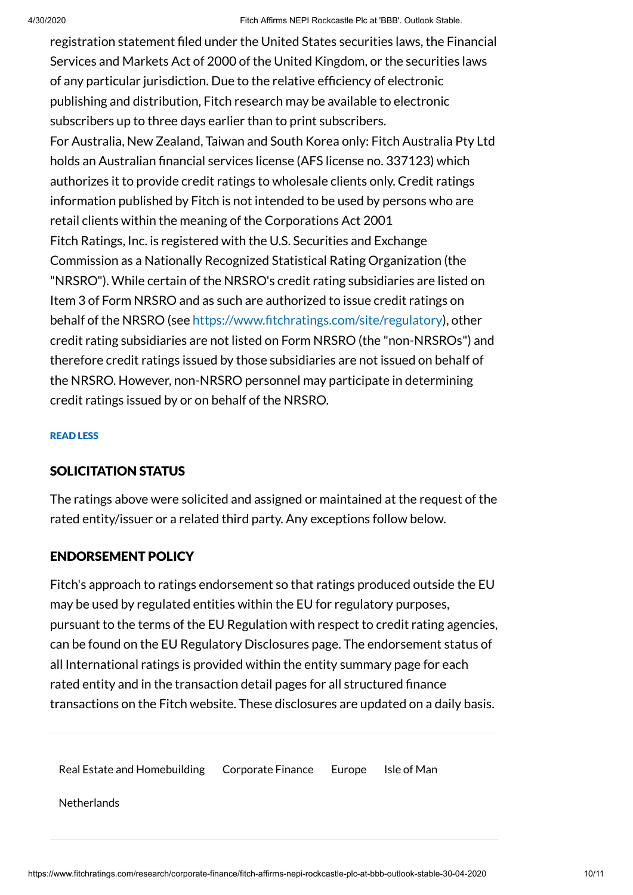registration statement filed under the United States securities laws, the Financial Services and Markets Act of 2000 of the United Kingdom, or the securities laws of any particular jurisdiction. Due to the relative efficiency of electronic publishing and distribution, Fitch research may be available to electronic subscribers up to three days earlier than to print subscribers.

For Australia, New Zealand, Taiwan and South Korea only: Fitch Australia Pty Ltd holds an Australian financial services license (AFS license no. 337123) which authorizes it to provide credit ratings to wholesale clients only. Credit ratings information published by Fitch is not intended to be used by persons who are retail clients within the meaning of the Corporations Act 2001

Fitch Ratings, Inc. is registered with the U.S. Securities and Exchange Commission as a Nationally Recognized Statistical Rating Organization (the "NRSRO"). While certain of the NRSRO's credit rating subsidiaries are listed on Item 3 of Form NRSRO and as such are authorized to issue credit ratings on behalf of the NRSRO (see https://www.fitchratings.com/site/regulatory), other credit rating subsidiaries are not listed on Form NRSRO (the "non-NRSROs") and therefore credit ratings issued by those subsidiaries are not issued on behalf of the NRSRO. However, non-NRSRO personnel may participate in determining credit ratings issued by or on behalf of the NRSRO.

READ LESS

## SOLICITATION STATUS

The ratings above were solicited and assigned or maintained at the request of the rated entity/issuer or a related third party. Any exceptions follow below.

## ENDORSEMENT POLICY

Fitch's approach to ratings endorsement so that ratings produced outside the EU may be used by regulated entities within the EU for regulatory purposes, pursuant to the terms of the EU Regulation with respect to credit rating agencies, can be found on the EU Regulatory Disclosures page. The endorsement status of all International ratings is provided within the entity summary page for each rated entity and in the transaction detail pages for all structured finance transactions on the Fitch website. These disclosures are updated on a daily basis.

---

Real Estate and Homebuilding   Corporate Finance   Europe   Isle of Man

Netherlands